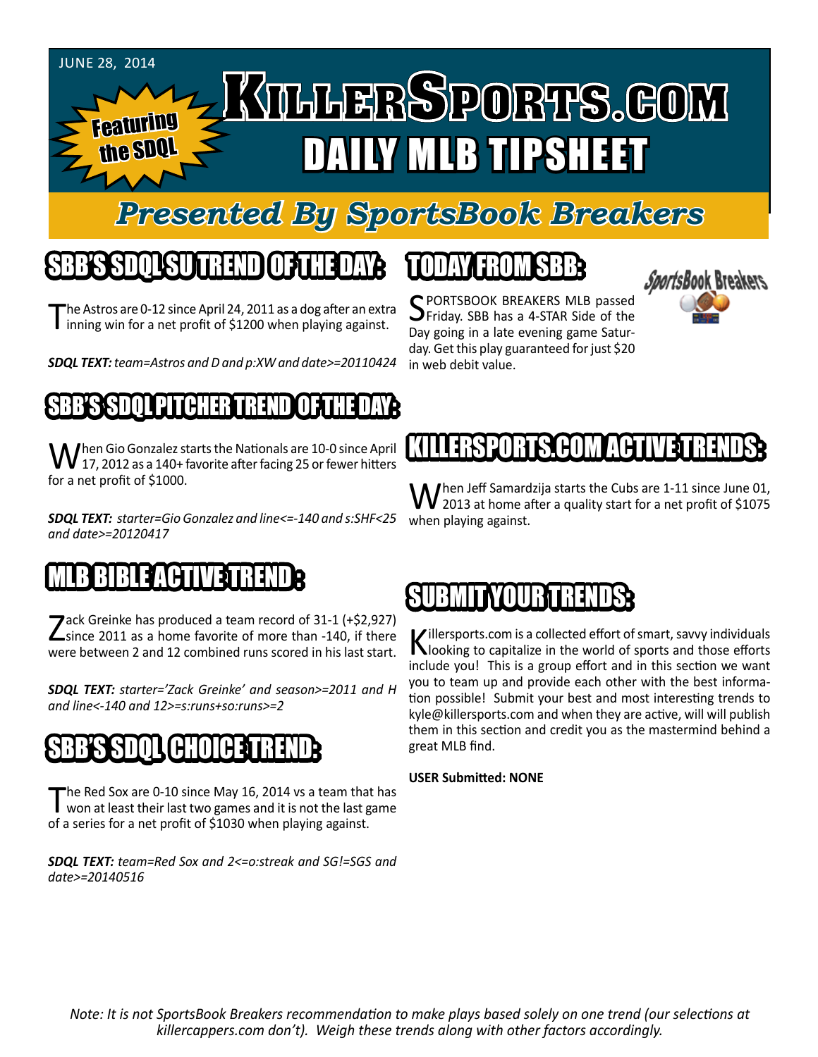JUNE 28, 2014

Featuring the SDQL

# KILLERSPORTS.COM

# DAILY MLB TIPSHEET

## *Presented By SportsBook Breakers*

## SBB'S SDQL SU TREND OF THE DAY:

The Astros are 0-12 since April 24, 2011 as a dog after an extra inning win for a net profit of $1200 when playing against.

***SDQL TEXT:*** *team=Astros and D and p:XW and date>=20110424*

## TODAY FROM SBB:

SPORTSBOOK BREAKERS MLB passed Friday. SBB has a 4-STAR Side of the Day going in a late evening game Saturday. Get this play guaranteed for just $20 in web debit value.

## SBB'S SDQL PITCHER TREND OF THE DAY:

When Gio Gonzalez starts the Nationals are 10-0 since April 17, 2012 as a 140+ favorite after facing 25 or fewer hitters for a net profit of $1000.

***SDQL TEXT:*** *starter=Gio Gonzalez and line<=-140 and s:SHF<25 and date>=20120417*

## KILLERSPORTS.COM ACTIVE TRENDS:

When Jeff Samardzija starts the Cubs are 1-11 since June 01, 2013 at home after a quality start for a net profit of $1075 when playing against.

## MLB BIBLE ACTIVE TREND :

Zack Greinke has produced a team record of 31-1 (+$2,927) since 2011 as a home favorite of more than -140, if there were between 2 and 12 combined runs scored in his last start.

***SDQL TEXT:*** *starter='Zack Greinke' and season>=2011 and H and line<-140 and 12>=s:runs+so:runs>=2*

## SUBMIT YOUR TRENDS:

Killersports.com is a collected effort of smart, savvy individuals looking to capitalize in the world of sports and those efforts include you! This is a group effort and in this section we want you to team up and provide each other with the best information possible! Submit your best and most interesting trends to kyle@killersports.com and when they are active, will will publish them in this section and credit you as the mastermind behind a great MLB find.

**USER Submitted: NONE**

## SBB'S SDQL CHOICE TREND:

The Red Sox are 0-10 since May 16, 2014 vs a team that has won at least their last two games and it is not the last game of a series for a net profit of $1030 when playing against.

***SDQL TEXT:*** *team=Red Sox and 2<=o:streak and SG!=SGS and date>=20140516*

*Note: It is not SportsBook Breakers recommendation to make plays based solely on one trend (our selections at killercappers.com don't). Weigh these trends along with other factors accordingly.*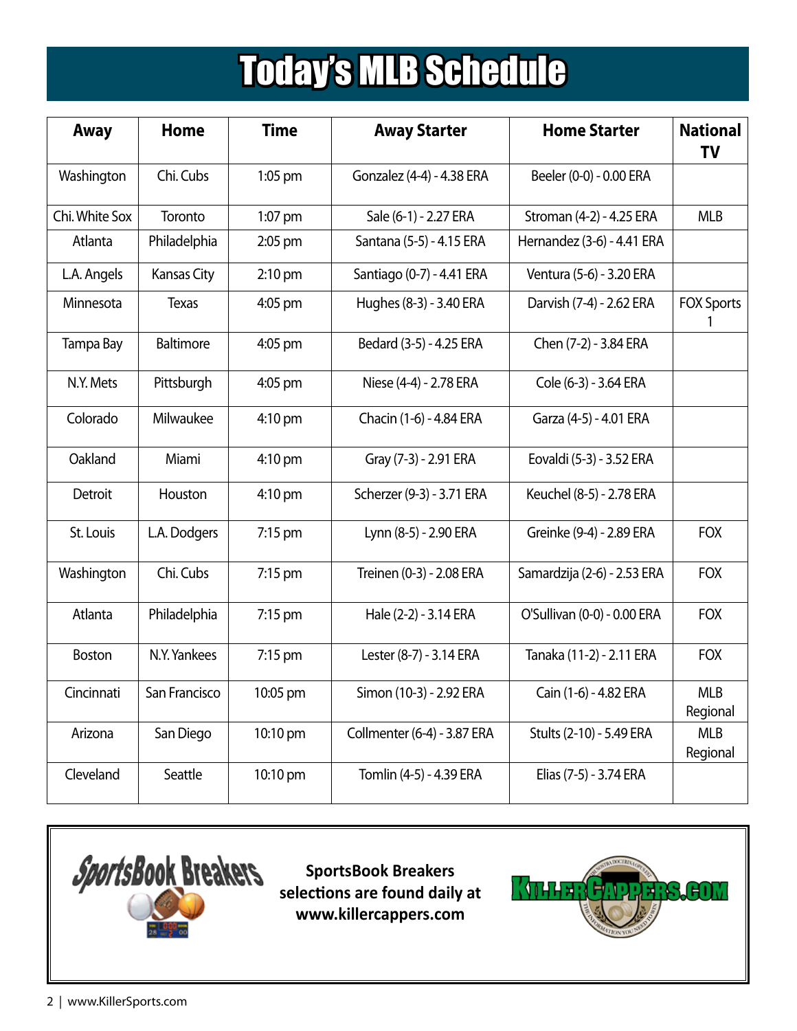# Today's MLB Schedule

| Away | Home | Time | Away Starter | Home Starter | National TV |
|---|---|---|---|---|---|
| Washington | Chi. Cubs | 1:05 pm | Gonzalez (4-4) - 4.38 ERA | Beeler (0-0) - 0.00 ERA | |
| Chi. White Sox | Toronto | 1:07 pm | Sale (6-1) - 2.27 ERA | Stroman (4-2) - 4.25 ERA | MLB |
| Atlanta | Philadelphia | 2:05 pm | Santana (5-5) - 4.15 ERA | Hernandez (3-6) - 4.41 ERA | |
| L.A. Angels | Kansas City | 2:10 pm | Santiago (0-7) - 4.41 ERA | Ventura (5-6) - 3.20 ERA | |
| Minnesota | Texas | 4:05 pm | Hughes (8-3) - 3.40 ERA | Darvish (7-4) - 2.62 ERA | FOX Sports 1 |
| Tampa Bay | Baltimore | 4:05 pm | Bedard (3-5) - 4.25 ERA | Chen (7-2) - 3.84 ERA | |
| N.Y. Mets | Pittsburgh | 4:05 pm | Niese (4-4) - 2.78 ERA | Cole (6-3) - 3.64 ERA | |
| Colorado | Milwaukee | 4:10 pm | Chacin (1-6) - 4.84 ERA | Garza (4-5) - 4.01 ERA | |
| Oakland | Miami | 4:10 pm | Gray (7-3) - 2.91 ERA | Eovaldi (5-3) - 3.52 ERA | |
| Detroit | Houston | 4:10 pm | Scherzer (9-3) - 3.71 ERA | Keuchel (8-5) - 2.78 ERA | |
| St. Louis | L.A. Dodgers | 7:15 pm | Lynn (8-5) - 2.90 ERA | Greinke (9-4) - 2.89 ERA | FOX |
| Washington | Chi. Cubs | 7:15 pm | Treinen (0-3) - 2.08 ERA | Samardzija (2-6) - 2.53 ERA | FOX |
| Atlanta | Philadelphia | 7:15 pm | Hale (2-2) - 3.14 ERA | O'Sullivan (0-0) - 0.00 ERA | FOX |
| Boston | N.Y. Yankees | 7:15 pm | Lester (8-7) - 3.14 ERA | Tanaka (11-2) - 2.11 ERA | FOX |
| Cincinnati | San Francisco | 10:05 pm | Simon (10-3) - 2.92 ERA | Cain (1-6) - 4.82 ERA | MLB Regional |
| Arizona | San Diego | 10:10 pm | Collmenter (6-4) - 3.87 ERA | Stults (2-10) - 5.49 ERA | MLB Regional |
| Cleveland | Seattle | 10:10 pm | Tomlin (4-5) - 4.39 ERA | Elias (7-5) - 3.74 ERA | |

SportsBook Breakers

**SportsBook Breakers selections are found daily at www.killercappers.com**

KILLERCAPPERS.COM